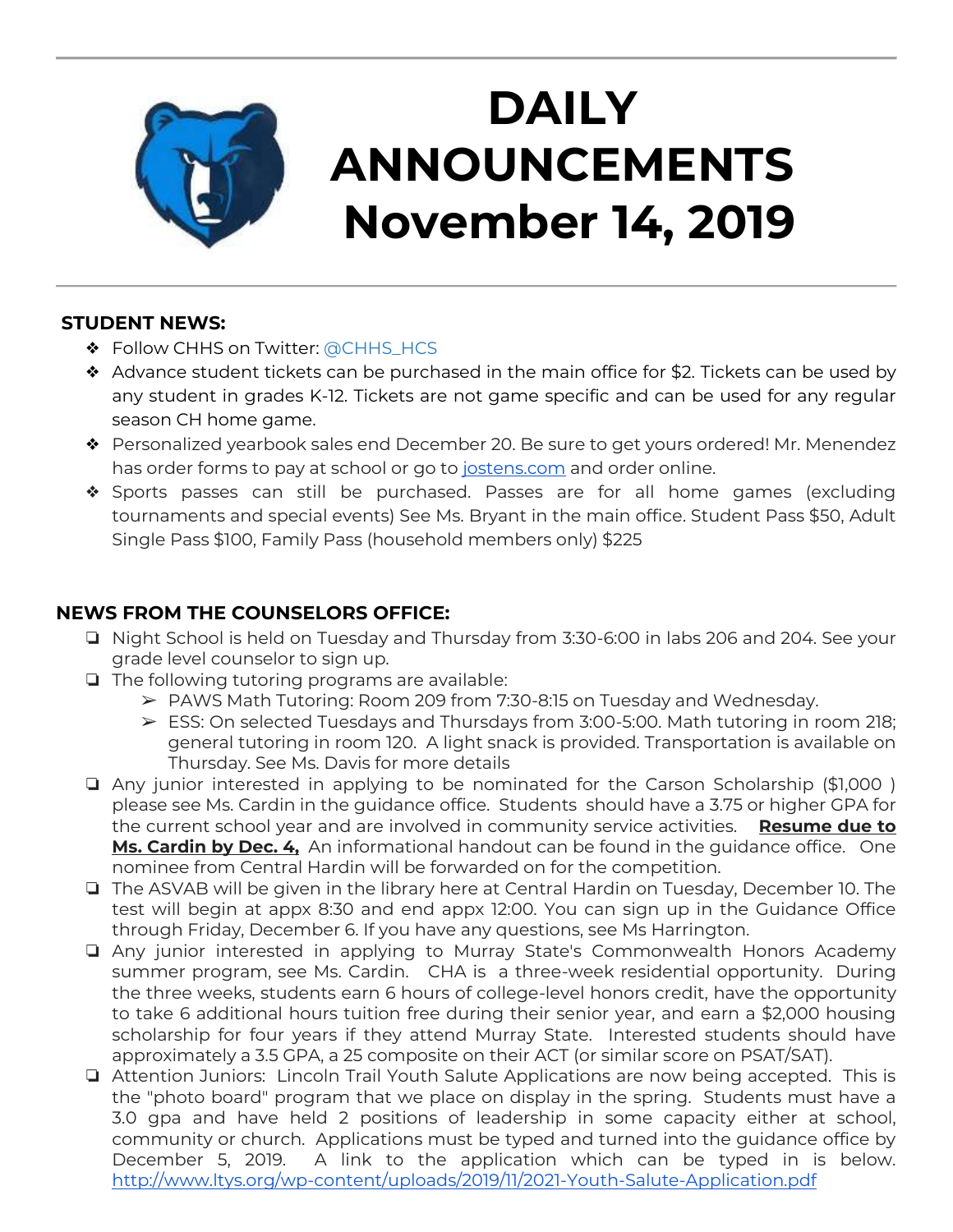# DAILY ANNOUNCEMENTS November 14, 2019

## STUDENT NEWS:

- Follow CHHS on Twitter: @CHHS_HCS
- Advance student tickets can be purchased in the main office for $2. Tickets can be used by any student in grades K-12. Tickets are not game specific and can be used for any regular season CH home game.
- Personalized yearbook sales end December 20. Be sure to get yours ordered! Mr. Menendez has order forms to pay at school or go to jostens.com and order online.
- Sports passes can still be purchased. Passes are for all home games (excluding tournaments and special events) See Ms. Bryant in the main office. Student Pass $50, Adult Single Pass $100, Family Pass (household members only) $225

## NEWS FROM THE COUNSELORS OFFICE:

- Night School is held on Tuesday and Thursday from 3:30-6:00 in labs 206 and 204. See your grade level counselor to sign up.
- The following tutoring programs are available:
  - PAWS Math Tutoring: Room 209 from 7:30-8:15 on Tuesday and Wednesday.
  - ESS: On selected Tuesdays and Thursdays from 3:00-5:00. Math tutoring in room 218; general tutoring in room 120. A light snack is provided. Transportation is available on Thursday. See Ms. Davis for more details
- Any junior interested in applying to be nominated for the Carson Scholarship ($1,000 ) please see Ms. Cardin in the guidance office. Students should have a 3.75 or higher GPA for the current school year and are involved in community service activities. **Resume due to Ms. Cardin by Dec. 4,** An informational handout can be found in the guidance office. One nominee from Central Hardin will be forwarded on for the competition.
- The ASVAB will be given in the library here at Central Hardin on Tuesday, December 10. The test will begin at appx 8:30 and end appx 12:00. You can sign up in the Guidance Office through Friday, December 6. If you have any questions, see Ms Harrington.
- Any junior interested in applying to Murray State's Commonwealth Honors Academy summer program, see Ms. Cardin. CHA is a three-week residential opportunity. During the three weeks, students earn 6 hours of college-level honors credit, have the opportunity to take 6 additional hours tuition free during their senior year, and earn a $2,000 housing scholarship for four years if they attend Murray State. Interested students should have approximately a 3.5 GPA, a 25 composite on their ACT (or similar score on PSAT/SAT).
- Attention Juniors: Lincoln Trail Youth Salute Applications are now being accepted. This is the "photo board" program that we place on display in the spring. Students must have a 3.0 gpa and have held 2 positions of leadership in some capacity either at school, community or church. Applications must be typed and turned into the guidance office by December 5, 2019. A link to the application which can be typed in is below. http://www.ltys.org/wp-content/uploads/2019/11/2021-Youth-Salute-Application.pdf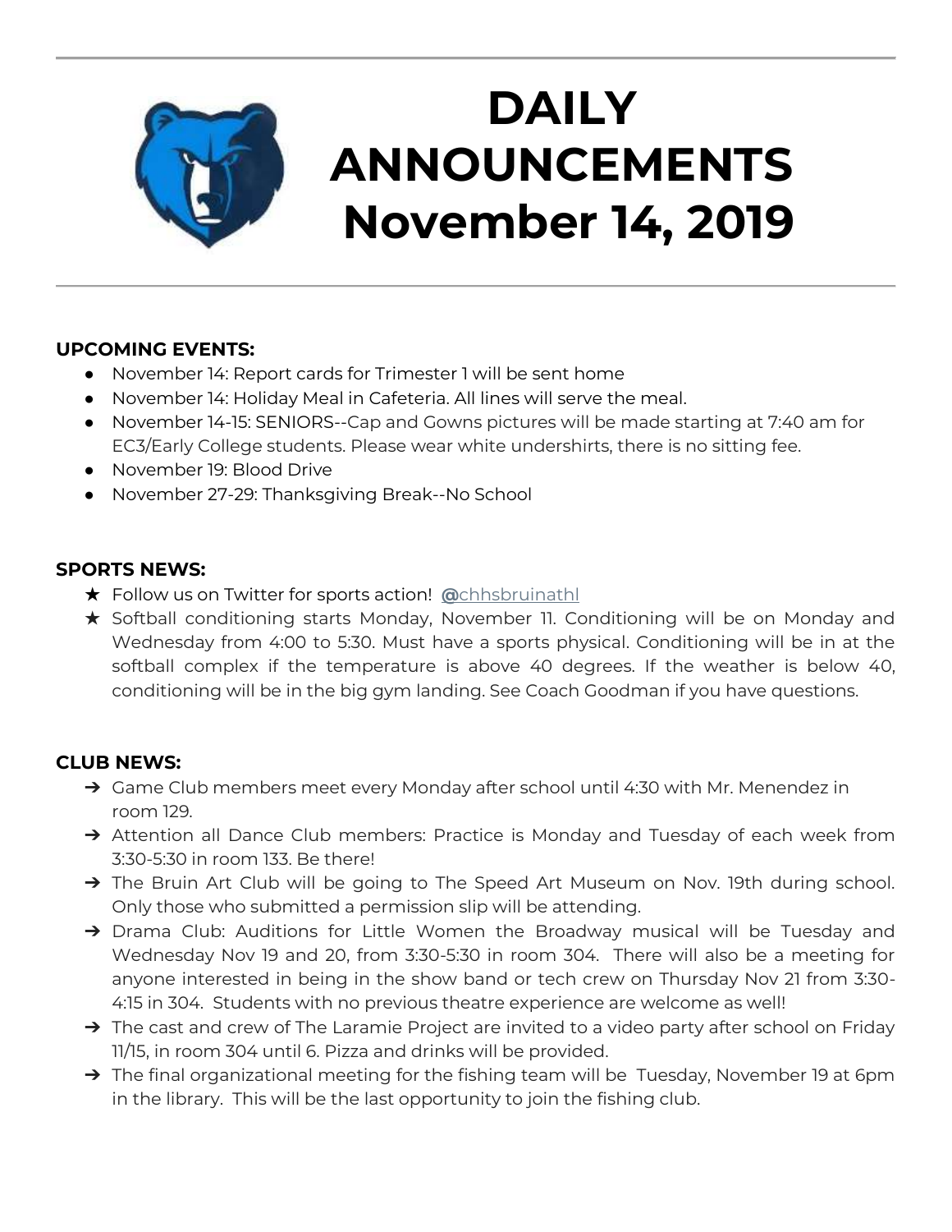# DAILY ANNOUNCEMENTS November 14, 2019

**UPCOMING EVENTS:**

- November 14: Report cards for Trimester 1 will be sent home
- November 14: Holiday Meal in Cafeteria. All lines will serve the meal.
- November 14-15: SENIORS--Cap and Gowns pictures will be made starting at 7:40 am for EC3/Early College students. Please wear white undershirts, there is no sitting fee.
- November 19: Blood Drive
- November 27-29: Thanksgiving Break--No School

**SPORTS NEWS:**

- Follow us on Twitter for sports action! @chhsbruinathl
- Softball conditioning starts Monday, November 11. Conditioning will be on Monday and Wednesday from 4:00 to 5:30. Must have a sports physical. Conditioning will be in at the softball complex if the temperature is above 40 degrees. If the weather is below 40, conditioning will be in the big gym landing. See Coach Goodman if you have questions.

**CLUB NEWS:**

- Game Club members meet every Monday after school until 4:30 with Mr. Menendez in room 129.
- Attention all Dance Club members: Practice is Monday and Tuesday of each week from 3:30-5:30 in room 133. Be there!
- The Bruin Art Club will be going to The Speed Art Museum on Nov. 19th during school. Only those who submitted a permission slip will be attending.
- Drama Club: Auditions for Little Women the Broadway musical will be Tuesday and Wednesday Nov 19 and 20, from 3:30-5:30 in room 304. There will also be a meeting for anyone interested in being in the show band or tech crew on Thursday Nov 21 from 3:30-4:15 in 304. Students with no previous theatre experience are welcome as well!
- The cast and crew of The Laramie Project are invited to a video party after school on Friday 11/15, in room 304 until 6. Pizza and drinks will be provided.
- The final organizational meeting for the fishing team will be Tuesday, November 19 at 6pm in the library. This will be the last opportunity to join the fishing club.